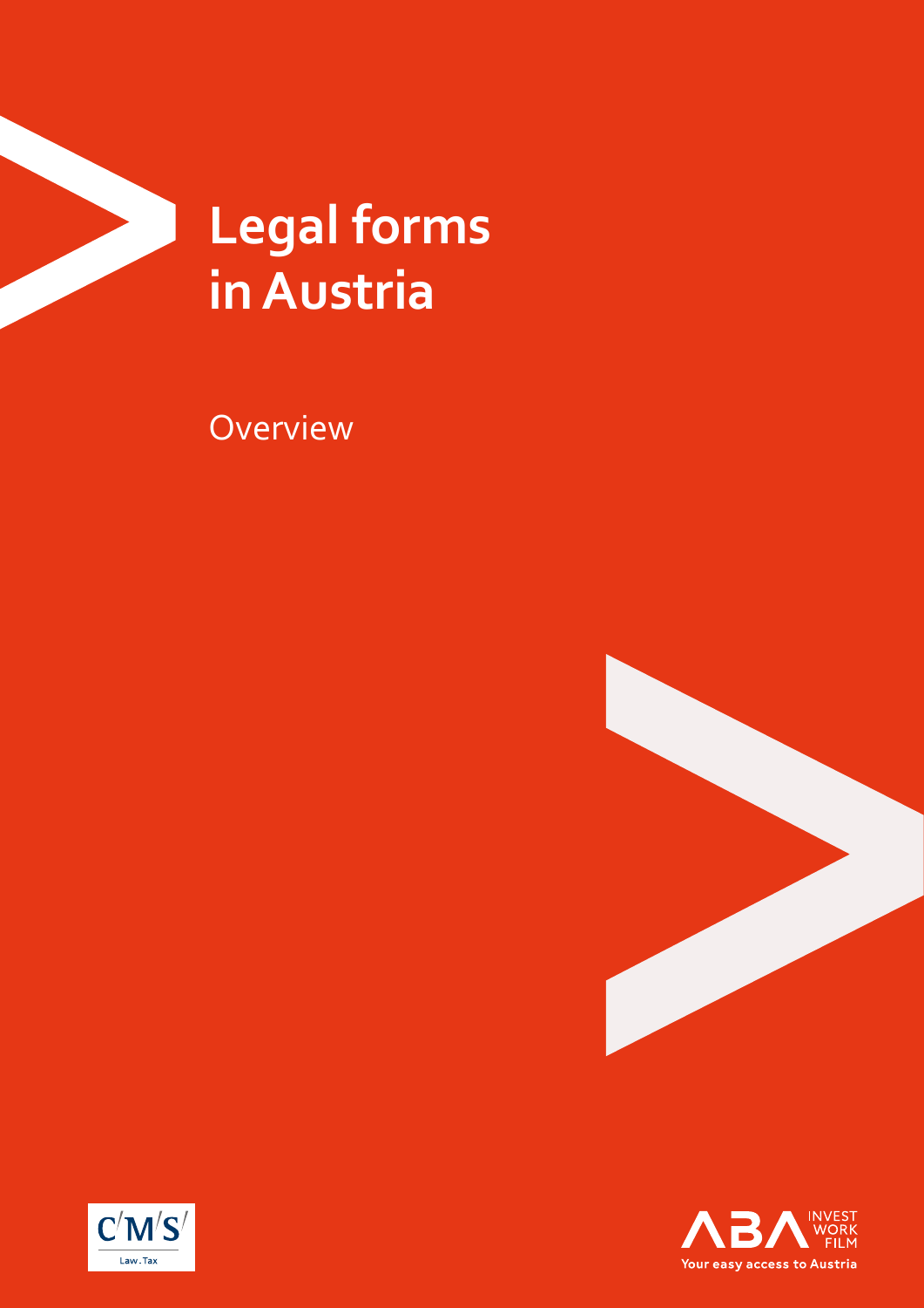# Legal forms in Austria

Overview

CMS Law.Tax

ABA INVEST WORK FILM

Your easy access to Austria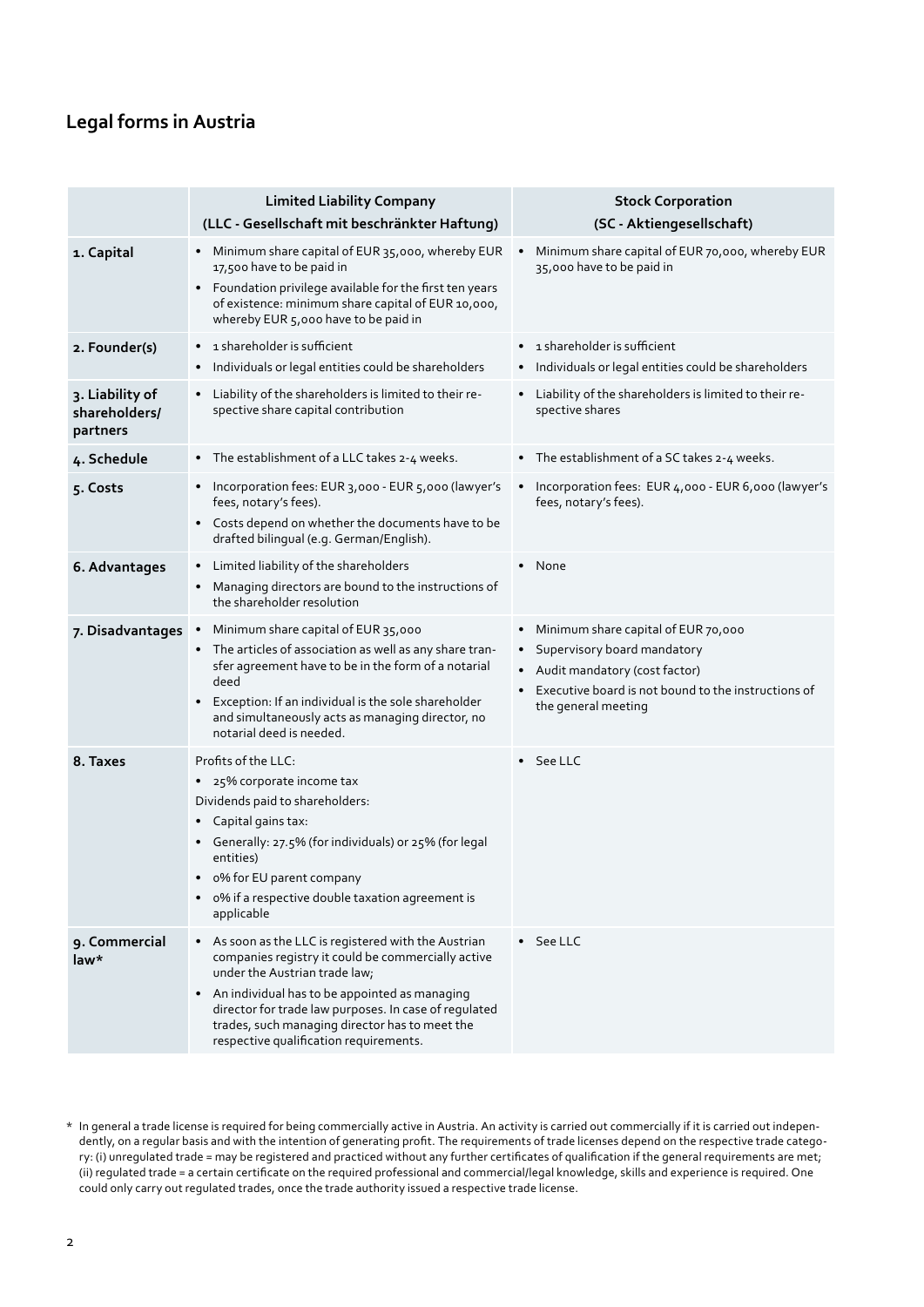## Legal forms in Austria

| | Limited Liability Company (LLC - Gesellschaft mit beschränkter Haftung) | Stock Corporation (SC - Aktiengesellschaft) |
|---|---|---|
| **1. Capital** | • Minimum share capital of EUR 35,000, whereby EUR 17,500 have to be paid in<br>• Foundation privilege available for the first ten years of existence: minimum share capital of EUR 10,000, whereby EUR 5,000 have to be paid in | • Minimum share capital of EUR 70,000, whereby EUR 35,000 have to be paid in |
| **2. Founder(s)** | • 1 shareholder is sufficient<br>• Individuals or legal entities could be shareholders | • 1 shareholder is sufficient<br>• Individuals or legal entities could be shareholders |
| **3. Liability of shareholders/ partners** | • Liability of the shareholders is limited to their respective share capital contribution | • Liability of the shareholders is limited to their respective shares |
| **4. Schedule** | • The establishment of a LLC takes 2-4 weeks. | • The establishment of a SC takes 2-4 weeks. |
| **5. Costs** | • Incorporation fees: EUR 3,000 - EUR 5,000 (lawyer's fees, notary's fees).<br>• Costs depend on whether the documents have to be drafted bilingual (e.g. German/English). | • Incorporation fees: EUR 4,000 - EUR 6,000 (lawyer's fees, notary's fees). |
| **6. Advantages** | • Limited liability of the shareholders<br>• Managing directors are bound to the instructions of the shareholder resolution | • None |
| **7. Disadvantages** | • Minimum share capital of EUR 35,000<br>• The articles of association as well as any share transfer agreement have to be in the form of a notarial deed<br>• Exception: If an individual is the sole shareholder and simultaneously acts as managing director, no notarial deed is needed. | • Minimum share capital of EUR 70,000<br>• Supervisory board mandatory<br>• Audit mandatory (cost factor)<br>• Executive board is not bound to the instructions of the general meeting |
| **8. Taxes** | Profits of the LLC:<br>• 25% corporate income tax<br>Dividends paid to shareholders:<br>• Capital gains tax:<br>• Generally: 27.5% (for individuals) or 25% (for legal entities)<br>• 0% for EU parent company<br>• 0% if a respective double taxation agreement is applicable | • See LLC |
| **9. Commercial law*** | • As soon as the LLC is registered with the Austrian companies registry it could be commercially active under the Austrian trade law;<br>• An individual has to be appointed as managing director for trade law purposes. In case of regulated trades, such managing director has to meet the respective qualification requirements. | • See LLC |

* In general a trade license is required for being commercially active in Austria. An activity is carried out commercially if it is carried out independently, on a regular basis and with the intention of generating profit. The requirements of trade licenses depend on the respective trade category: (i) unregulated trade = may be registered and practiced without any further certificates of qualification if the general requirements are met; (ii) regulated trade = a certain certificate on the required professional and commercial/legal knowledge, skills and experience is required. One could only carry out regulated trades, once the trade authority issued a respective trade license.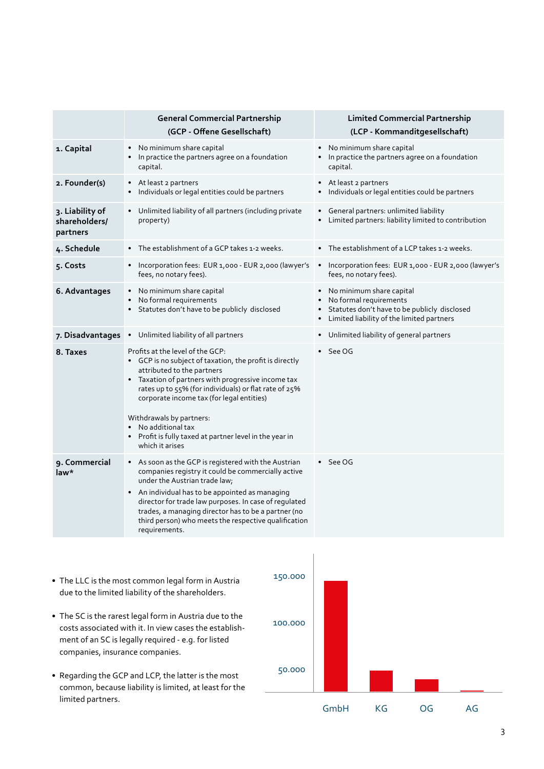| | General Commercial Partnership (GCP - Offene Gesellschaft) | Limited Commercial Partnership (LCP - Kommanditgesellschaft) |
|---|---|---|
| **1. Capital** | • No minimum share capital<br>• In practice the partners agree on a foundation capital. | • No minimum share capital<br>• In practice the partners agree on a foundation capital. |
| **2. Founder(s)** | • At least 2 partners<br>• Individuals or legal entities could be partners | • At least 2 partners<br>• Individuals or legal entities could be partners |
| **3. Liability of shareholders/ partners** | • Unlimited liability of all partners (including private property) | • General partners: unlimited liability<br>• Limited partners: liability limited to contribution |
| **4. Schedule** | • The establishment of a GCP takes 1-2 weeks. | • The establishment of a LCP takes 1-2 weeks. |
| **5. Costs** | • Incorporation fees: EUR 1,000 - EUR 2,000 (lawyer's fees, no notary fees). | • Incorporation fees: EUR 1,000 - EUR 2,000 (lawyer's fees, no notary fees). |
| **6. Advantages** | • No minimum share capital<br>• No formal requirements<br>• Statutes don't have to be publicly disclosed | • No minimum share capital<br>• No formal requirements<br>• Statutes don't have to be publicly disclosed<br>• Limited liability of the limited partners |
| **7. Disadvantages** | • Unlimited liability of all partners | • Unlimited liability of general partners |
| **8. Taxes** | Profits at the level of the GCP:<br>• GCP is no subject of taxation, the profit is directly attributed to the partners<br>• Taxation of partners with progressive income tax rates up to 55% (for individuals) or flat rate of 25% corporate income tax (for legal entities)<br><br>Withdrawals by partners:<br>• No additional tax<br>• Profit is fully taxed at partner level in the year in which it arises | • See OG |
| **9. Commercial law*** | • As soon as the GCP is registered with the Austrian companies registry it could be commercially active under the Austrian trade law;<br>• An individual has to be appointed as managing director for trade law purposes. In case of regulated trades, a managing director has to be a partner (no third person) who meets the respective qualification requirements. | • See OG |

- The LLC is the most common legal form in Austria due to the limited liability of the shareholders.
- The SC is the rarest legal form in Austria due to the costs associated with it. In view cases the establishment of an SC is legally required - e.g. for listed companies, insurance companies.
- Regarding the GCP and LCP, the latter is the most common, because liability is limited, at least for the limited partners.

| Legal form | Number (approx.) |
|---|---|
| GmbH | ~ 120.000 |
| KG | ~ 25.000 |
| OG | ~ 15.000 |
| AG | ~ 1.000 |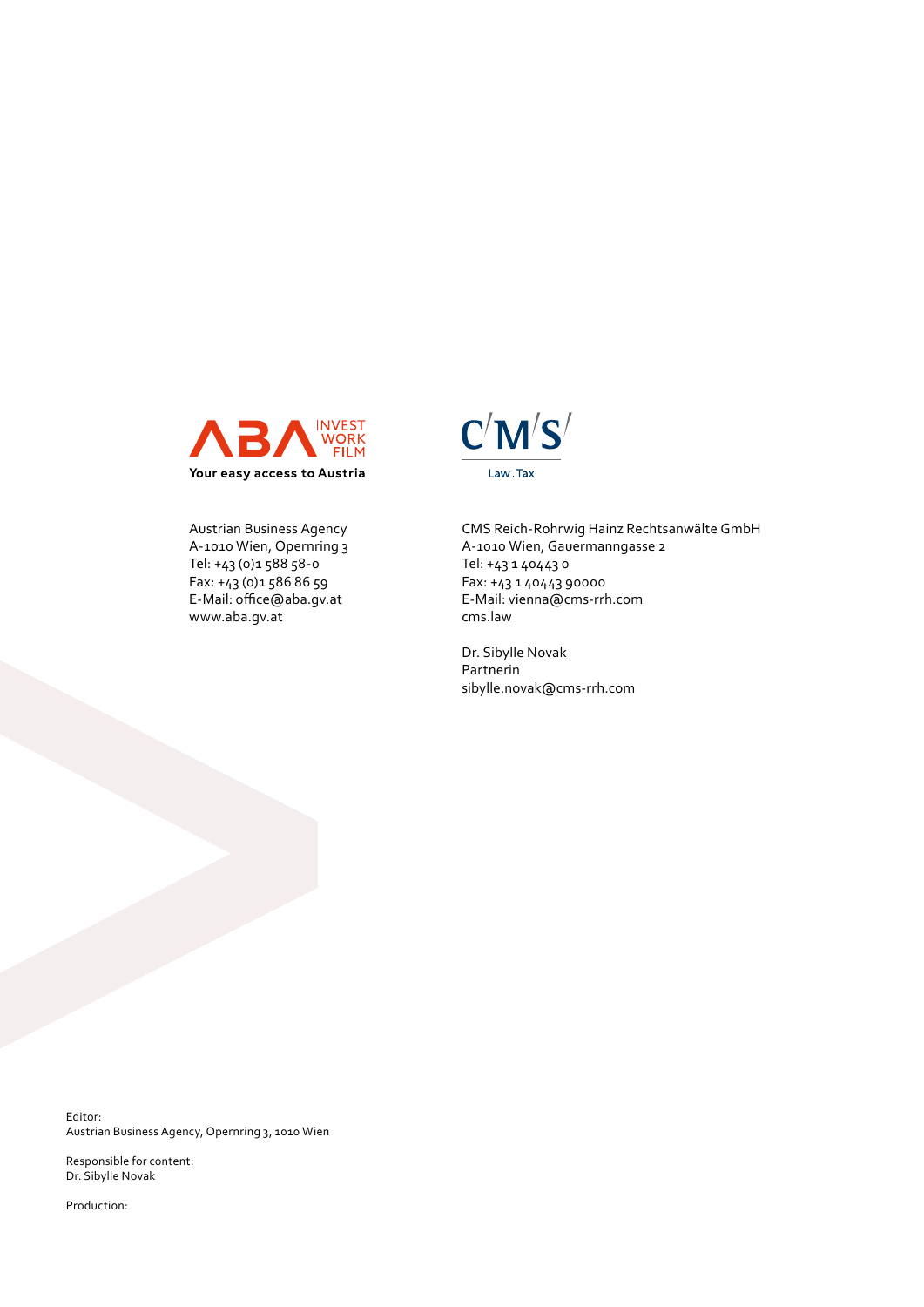ABA INVEST WORK FILM

Your easy access to Austria

Austrian Business Agency
A-1010 Wien, Opernring 3
Tel: +43 (0)1 588 58-0
Fax: +43 (0)1 586 86 59
E-Mail: office@aba.gv.at
www.aba.gv.at

C/M/S/

Law . Tax

CMS Reich-Rohrwig Hainz Rechtsanwälte GmbH
A-1010 Wien, Gauermanngasse 2
Tel: +43 1 40443 0
Fax: +43 1 40443 90000
E-Mail: vienna@cms-rrh.com
cms.law

Dr. Sibylle Novak
Partnerin
sibylle.novak@cms-rrh.com

Editor:
Austrian Business Agency, Opernring 3, 1010 Wien

Responsible for content:
Dr. Sibylle Novak

Production: